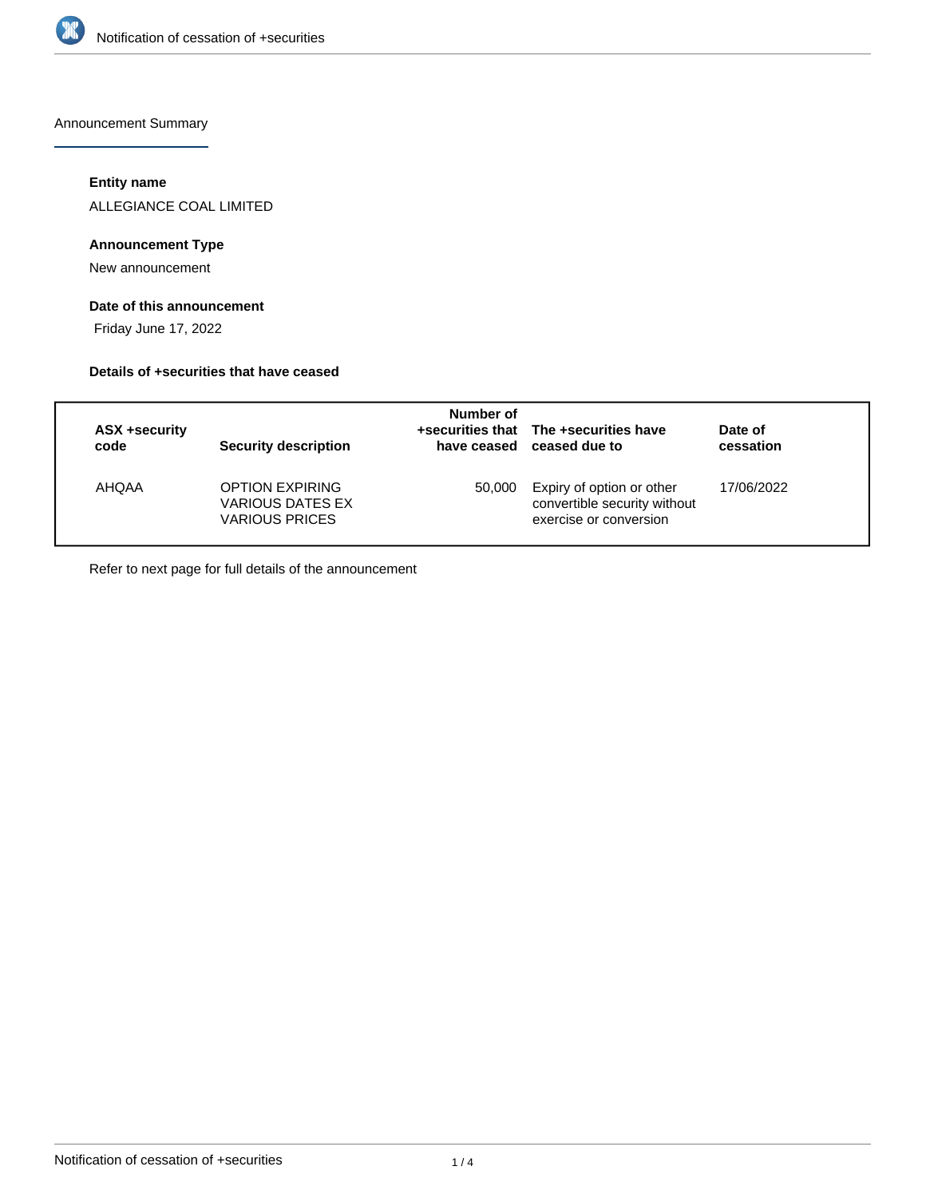Announcement Summary

#### Entity name

ALLEGIANCE COAL LIMITED

#### Announcement Type

New announcement

#### Date of this announcement

Friday June 17, 2022

#### Details of +securities that have ceased

| ASX +security code | Security description | Number of +securities that have ceased | The +securities have ceased due to | Date of cessation |
|---|---|---|---|---|
| AHQAA | OPTION EXPIRING VARIOUS DATES EX VARIOUS PRICES | 50,000 | Expiry of option or other convertible security without exercise or conversion | 17/06/2022 |

Refer to next page for full details of the announcement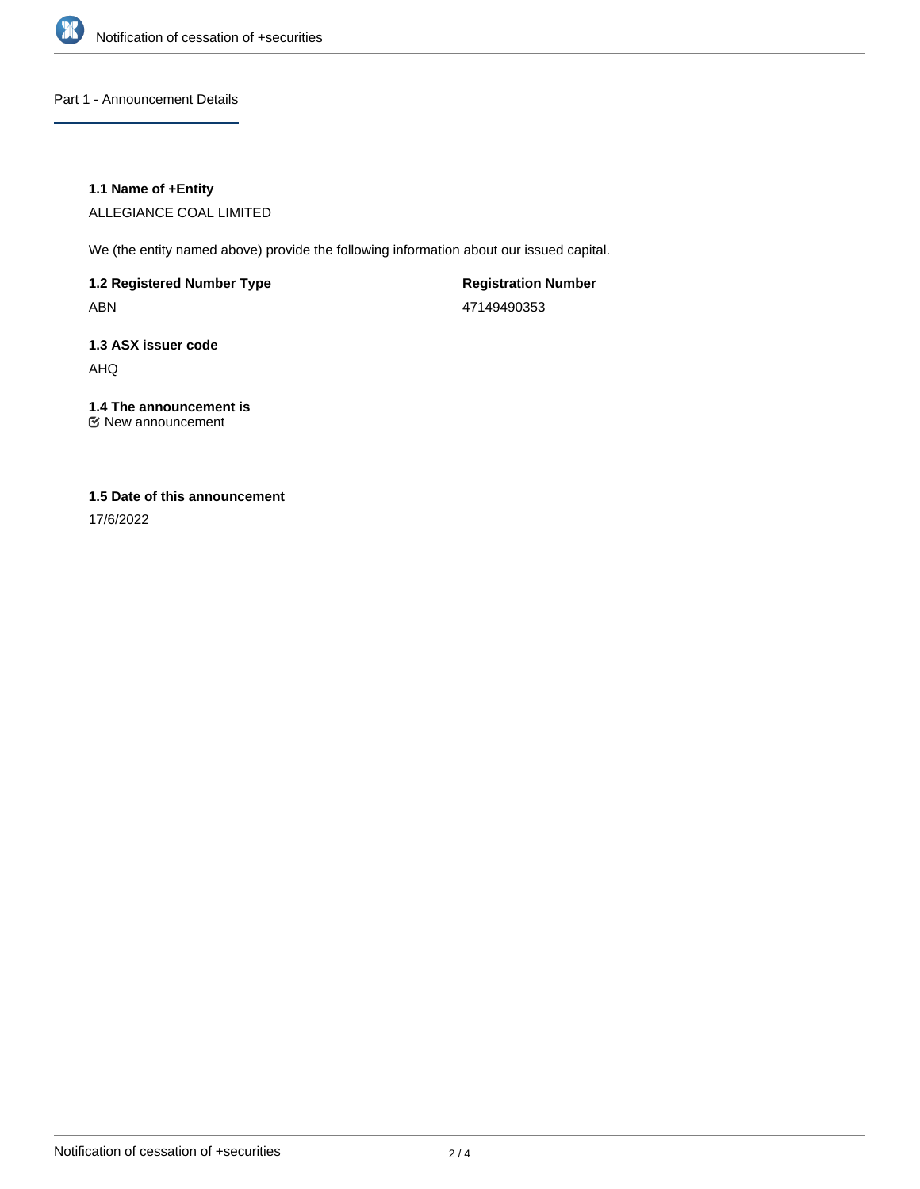## Part 1 - Announcement Details

### 1.1 Name of +Entity

ALLEGIANCE COAL LIMITED

We (the entity named above) provide the following information about our issued capital.

**1.2 Registered Number Type**

ABN

**Registration Number**

47149490353

### 1.3 ASX issuer code

AHQ

### 1.4 The announcement is

☑ New announcement

### 1.5 Date of this announcement

17/6/2022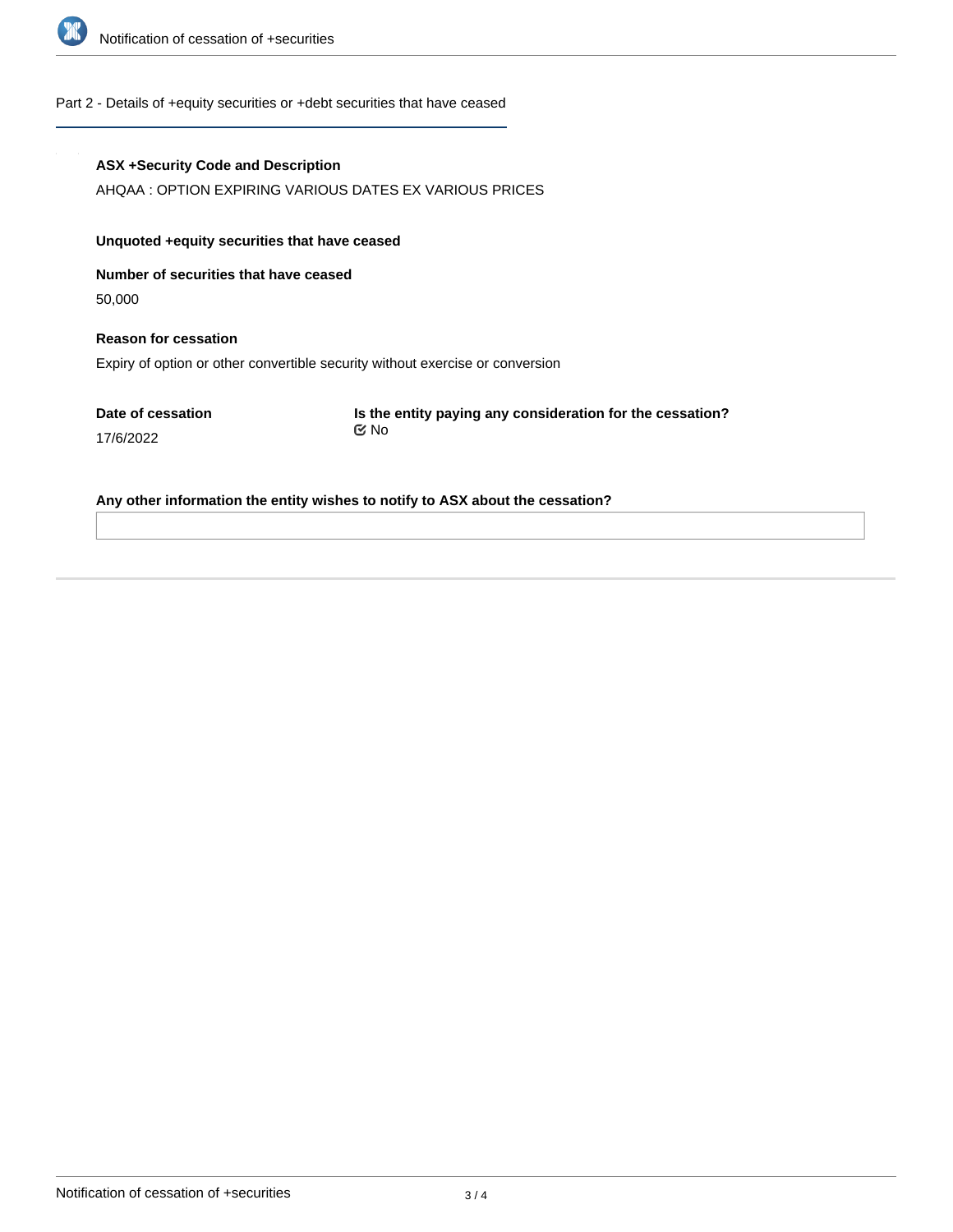## Part 2 - Details of +equity securities or +debt securities that have ceased

**ASX +Security Code and Description**

AHQAA : OPTION EXPIRING VARIOUS DATES EX VARIOUS PRICES

**Unquoted +equity securities that have ceased**

**Number of securities that have ceased**

50,000

**Reason for cessation**

Expiry of option or other convertible security without exercise or conversion

**Date of cessation**

17/6/2022

**Is the entity paying any consideration for the cessation?**

No

**Any other information the entity wishes to notify to ASX about the cessation?**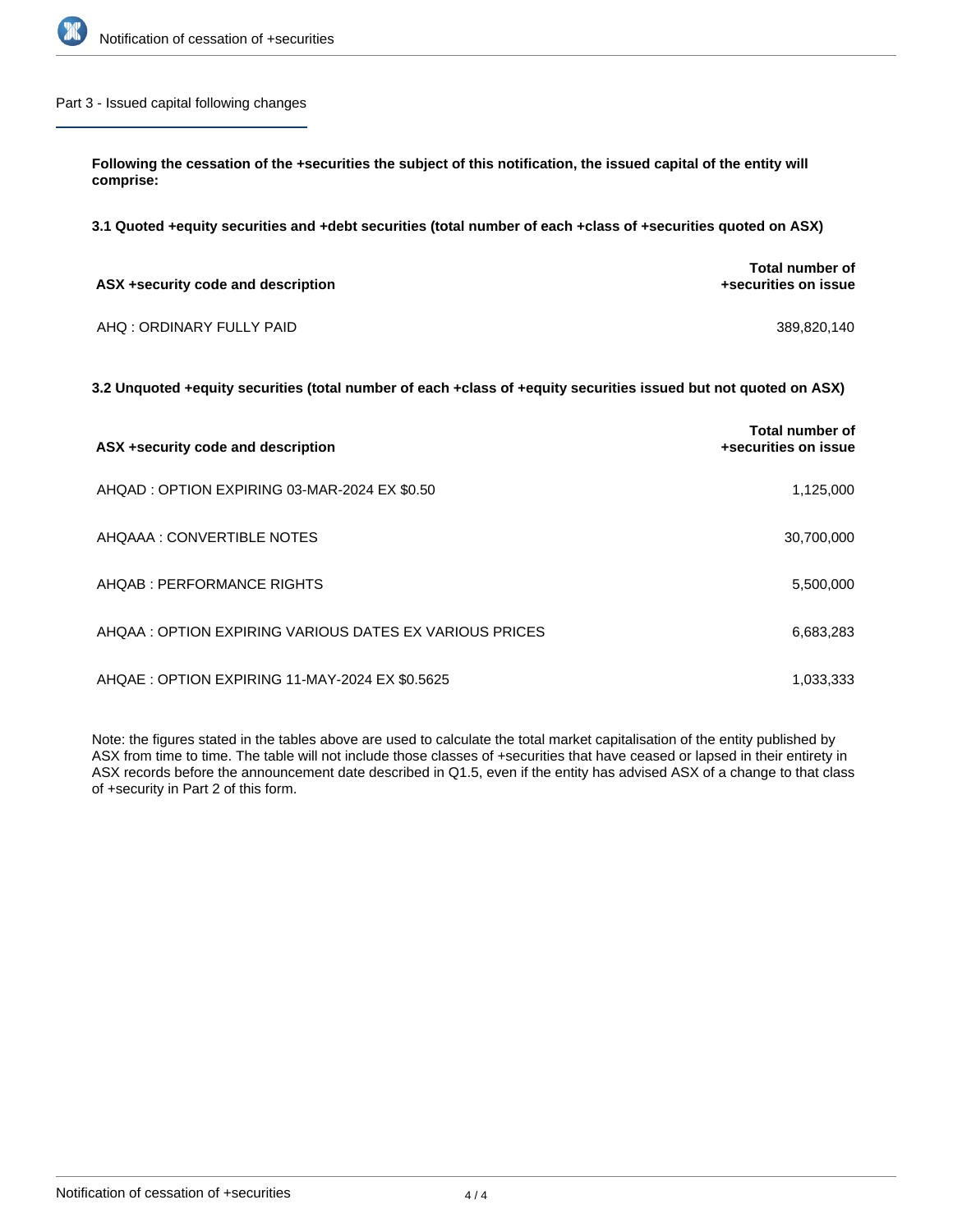## Part 3 - Issued capital following changes

**Following the cessation of the +securities the subject of this notification, the issued capital of the entity will comprise:**

**3.1 Quoted +equity securities and +debt securities (total number of each +class of +securities quoted on ASX)**

| ASX +security code and description | Total number of +securities on issue |
|---|---|
| AHQ : ORDINARY FULLY PAID | 389,820,140 |

**3.2 Unquoted +equity securities (total number of each +class of +equity securities issued but not quoted on ASX)**

| ASX +security code and description | Total number of +securities on issue |
|---|---|
| AHQAD : OPTION EXPIRING 03-MAR-2024 EX $0.50 | 1,125,000 |
| AHQAAA : CONVERTIBLE NOTES | 30,700,000 |
| AHQAB : PERFORMANCE RIGHTS | 5,500,000 |
| AHQAA : OPTION EXPIRING VARIOUS DATES EX VARIOUS PRICES | 6,683,283 |
| AHQAE : OPTION EXPIRING 11-MAY-2024 EX $0.5625 | 1,033,333 |

Note: the figures stated in the tables above are used to calculate the total market capitalisation of the entity published by ASX from time to time. The table will not include those classes of +securities that have ceased or lapsed in their entirety in ASX records before the announcement date described in Q1.5, even if the entity has advised ASX of a change to that class of +security in Part 2 of this form.